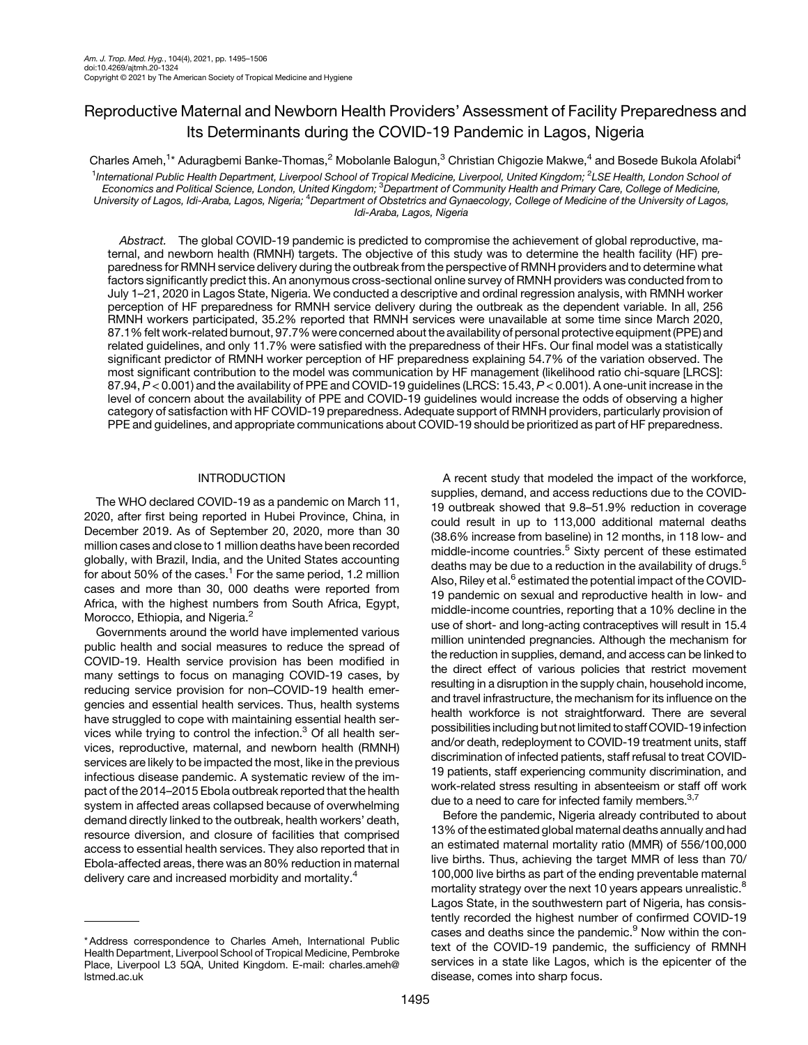# Reproductive Maternal and Newborn Health Providers' Assessment of Facility Preparedness and Its Determinants during the COVID-19 Pandemic in Lagos, Nigeria

Charles Ameh,[1]* Aduragbemi Banke-Thomas,[2] Mobolanle Balogun,[3] Christian Chigozie Makwe,[4] and Bosede Bukola Afolabi[4]

[1]*International Public Health Department, Liverpool School of Tropical Medicine, Liverpool, United Kingdom;* [2]*LSE Health, London School of Economics and Political Science, London, United Kingdom;* [3]*Department of Community Health and Primary Care, College of Medicine, University of Lagos, Idi-Araba, Lagos, Nigeria;* [4]*Department of Obstetrics and Gynaecology, College of Medicine of the University of Lagos, Idi-Araba, Lagos, Nigeria*

*Abstract.* The global COVID-19 pandemic is predicted to compromise the achievement of global reproductive, maternal, and newborn health (RMNH) targets. The objective of this study was to determine the health facility (HF) preparedness for RMNH service delivery during the outbreak from the perspective of RMNH providers and to determine what factors significantly predict this. An anonymous cross-sectional online survey of RMNH providers was conducted from to July 1–21, 2020 in Lagos State, Nigeria. We conducted a descriptive and ordinal regression analysis, with RMNH worker perception of HF preparedness for RMNH service delivery during the outbreak as the dependent variable. In all, 256 RMNH workers participated, 35.2% reported that RMNH services were unavailable at some time since March 2020, 87.1% felt work-related burnout, 97.7% were concerned about the availability of personal protective equipment (PPE) and related guidelines, and only 11.7% were satisfied with the preparedness of their HFs. Our final model was a statistically significant predictor of RMNH worker perception of HF preparedness explaining 54.7% of the variation observed. The most significant contribution to the model was communication by HF management (likelihood ratio chi-square [LRCS]: 87.94, $P < 0.001$) and the availability of PPE and COVID-19 guidelines (LRCS: 15.43, $P < 0.001$). A one-unit increase in the level of concern about the availability of PPE and COVID-19 guidelines would increase the odds of observing a higher category of satisfaction with HF COVID-19 preparedness. Adequate support of RMNH providers, particularly provision of PPE and guidelines, and appropriate communications about COVID-19 should be prioritized as part of HF preparedness.

## INTRODUCTION

The WHO declared COVID-19 as a pandemic on March 11, 2020, after first being reported in Hubei Province, China, in December 2019. As of September 20, 2020, more than 30 million cases and close to 1 million deaths have been recorded globally, with Brazil, India, and the United States accounting for about 50% of the cases.[1] For the same period, 1.2 million cases and more than 30, 000 deaths were reported from Africa, with the highest numbers from South Africa, Egypt, Morocco, Ethiopia, and Nigeria.[2]

Governments around the world have implemented various public health and social measures to reduce the spread of COVID-19. Health service provision has been modified in many settings to focus on managing COVID-19 cases, by reducing service provision for non–COVID-19 health emergencies and essential health services. Thus, health systems have struggled to cope with maintaining essential health services while trying to control the infection.[3] Of all health services, reproductive, maternal, and newborn health (RMNH) services are likely to be impacted the most, like in the previous infectious disease pandemic. A systematic review of the impact of the 2014–2015 Ebola outbreak reported that the health system in affected areas collapsed because of overwhelming demand directly linked to the outbreak, health workers' death, resource diversion, and closure of facilities that comprised access to essential health services. They also reported that in Ebola-affected areas, there was an 80% reduction in maternal delivery care and increased morbidity and mortality.[4]

A recent study that modeled the impact of the workforce, supplies, demand, and access reductions due to the COVID-19 outbreak showed that 9.8–51.9% reduction in coverage could result in up to 113,000 additional maternal deaths (38.6% increase from baseline) in 12 months, in 118 low- and middle-income countries.[5] Sixty percent of these estimated deaths may be due to a reduction in the availability of drugs.[5] Also, Riley et al.[6] estimated the potential impact of the COVID-19 pandemic on sexual and reproductive health in low- and middle-income countries, reporting that a 10% decline in the use of short- and long-acting contraceptives will result in 15.4 million unintended pregnancies. Although the mechanism for the reduction in supplies, demand, and access can be linked to the direct effect of various policies that restrict movement resulting in a disruption in the supply chain, household income, and travel infrastructure, the mechanism for its influence on the health workforce is not straightforward. There are several possibilities including but not limited to staff COVID-19 infection and/or death, redeployment to COVID-19 treatment units, staff discrimination of infected patients, staff refusal to treat COVID-19 patients, staff experiencing community discrimination, and work-related stress resulting in absenteeism or staff off work due to a need to care for infected family members.[3,7]

Before the pandemic, Nigeria already contributed to about 13% of the estimated global maternal deaths annually and had an estimated maternal mortality ratio (MMR) of 556/100,000 live births. Thus, achieving the target MMR of less than 70/100,000 live births as part of the ending preventable maternal mortality strategy over the next 10 years appears unrealistic.[8] Lagos State, in the southwestern part of Nigeria, has consistently recorded the highest number of confirmed COVID-19 cases and deaths since the pandemic.[9] Now within the context of the COVID-19 pandemic, the sufficiency of RMNH services in a state like Lagos, which is the epicenter of the disease, comes into sharp focus.

*Address correspondence to Charles Ameh, International Public Health Department, Liverpool School of Tropical Medicine, Pembroke Place, Liverpool L3 5QA, United Kingdom. E-mail: charles.ameh@lstmed.ac.uk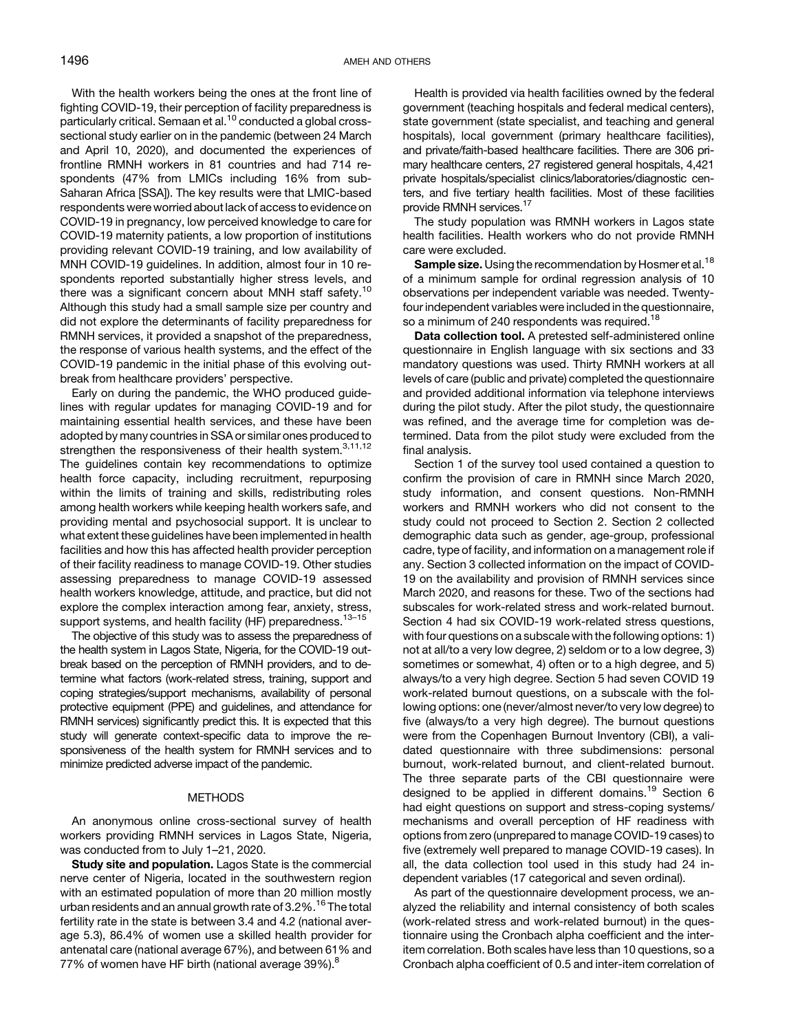With the health workers being the ones at the front line of fighting COVID-19, their perception of facility preparedness is particularly critical. Semaan et al.[10] conducted a global cross-sectional study earlier on in the pandemic (between 24 March and April 10, 2020), and documented the experiences of frontline RMNH workers in 81 countries and had 714 respondents (47% from LMICs including 16% from sub-Saharan Africa [SSA]). The key results were that LMIC-based respondents were worried about lack of access to evidence on COVID-19 in pregnancy, low perceived knowledge to care for COVID-19 maternity patients, a low proportion of institutions providing relevant COVID-19 training, and low availability of MNH COVID-19 guidelines. In addition, almost four in 10 respondents reported substantially higher stress levels, and there was a significant concern about MNH staff safety.[10] Although this study had a small sample size per country and did not explore the determinants of facility preparedness for RMNH services, it provided a snapshot of the preparedness, the response of various health systems, and the effect of the COVID-19 pandemic in the initial phase of this evolving outbreak from healthcare providers' perspective.

Early on during the pandemic, the WHO produced guidelines with regular updates for managing COVID-19 and for maintaining essential health services, and these have been adopted by many countries in SSA or similar ones produced to strengthen the responsiveness of their health system.[3,11,12] The guidelines contain key recommendations to optimize health force capacity, including recruitment, repurposing within the limits of training and skills, redistributing roles among health workers while keeping health workers safe, and providing mental and psychosocial support. It is unclear to what extent these guidelines have been implemented in health facilities and how this has affected health provider perception of their facility readiness to manage COVID-19. Other studies assessing preparedness to manage COVID-19 assessed health workers knowledge, attitude, and practice, but did not explore the complex interaction among fear, anxiety, stress, support systems, and health facility (HF) preparedness.[13–15]

The objective of this study was to assess the preparedness of the health system in Lagos State, Nigeria, for the COVID-19 outbreak based on the perception of RMNH providers, and to determine what factors (work-related stress, training, support and coping strategies/support mechanisms, availability of personal protective equipment (PPE) and guidelines, and attendance for RMNH services) significantly predict this. It is expected that this study will generate context-specific data to improve the responsiveness of the health system for RMNH services and to minimize predicted adverse impact of the pandemic.

## METHODS

An anonymous online cross-sectional survey of health workers providing RMNH services in Lagos State, Nigeria, was conducted from to July 1–21, 2020.

**Study site and population.** Lagos State is the commercial nerve center of Nigeria, located in the southwestern region with an estimated population of more than 20 million mostly urban residents and an annual growth rate of 3.2%.[16] The total fertility rate in the state is between 3.4 and 4.2 (national average 5.3), 86.4% of women use a skilled health provider for antenatal care (national average 67%), and between 61% and 77% of women have HF birth (national average 39%).[8]

Health is provided via health facilities owned by the federal government (teaching hospitals and federal medical centers), state government (state specialist, and teaching and general hospitals), local government (primary healthcare facilities), and private/faith-based healthcare facilities. There are 306 primary healthcare centers, 27 registered general hospitals, 4,421 private hospitals/specialist clinics/laboratories/diagnostic centers, and five tertiary health facilities. Most of these facilities provide RMNH services.[17]

The study population was RMNH workers in Lagos state health facilities. Health workers who do not provide RMNH care were excluded.

**Sample size.** Using the recommendation by Hosmer et al.[18] of a minimum sample for ordinal regression analysis of 10 observations per independent variable was needed. Twenty-four independent variables were included in the questionnaire, so a minimum of 240 respondents was required.[18]

**Data collection tool.** A pretested self-administered online questionnaire in English language with six sections and 33 mandatory questions was used. Thirty RMNH workers at all levels of care (public and private) completed the questionnaire and provided additional information via telephone interviews during the pilot study. After the pilot study, the questionnaire was refined, and the average time for completion was determined. Data from the pilot study were excluded from the final analysis.

Section 1 of the survey tool used contained a question to confirm the provision of care in RMNH since March 2020, study information, and consent questions. Non-RMNH workers and RMNH workers who did not consent to the study could not proceed to Section 2. Section 2 collected demographic data such as gender, age-group, professional cadre, type of facility, and information on a management role if any. Section 3 collected information on the impact of COVID-19 on the availability and provision of RMNH services since March 2020, and reasons for these. Two of the sections had subscales for work-related stress and work-related burnout. Section 4 had six COVID-19 work-related stress questions, with four questions on a subscale with the following options: 1) not at all/to a very low degree, 2) seldom or to a low degree, 3) sometimes or somewhat, 4) often or to a high degree, and 5) always/to a very high degree. Section 5 had seven COVID 19 work-related burnout questions, on a subscale with the following options: one (never/almost never/to very low degree) to five (always/to a very high degree). The burnout questions were from the Copenhagen Burnout Inventory (CBI), a validated questionnaire with three subdimensions: personal burnout, work-related burnout, and client-related burnout. The three separate parts of the CBI questionnaire were designed to be applied in different domains.[19] Section 6 had eight questions on support and stress-coping systems/mechanisms and overall perception of HF readiness with options from zero (unprepared to manage COVID-19 cases) to five (extremely well prepared to manage COVID-19 cases). In all, the data collection tool used in this study had 24 independent variables (17 categorical and seven ordinal).

As part of the questionnaire development process, we analyzed the reliability and internal consistency of both scales (work-related stress and work-related burnout) in the questionnaire using the Cronbach alpha coefficient and the inter-item correlation. Both scales have less than 10 questions, so a Cronbach alpha coefficient of 0.5 and inter-item correlation of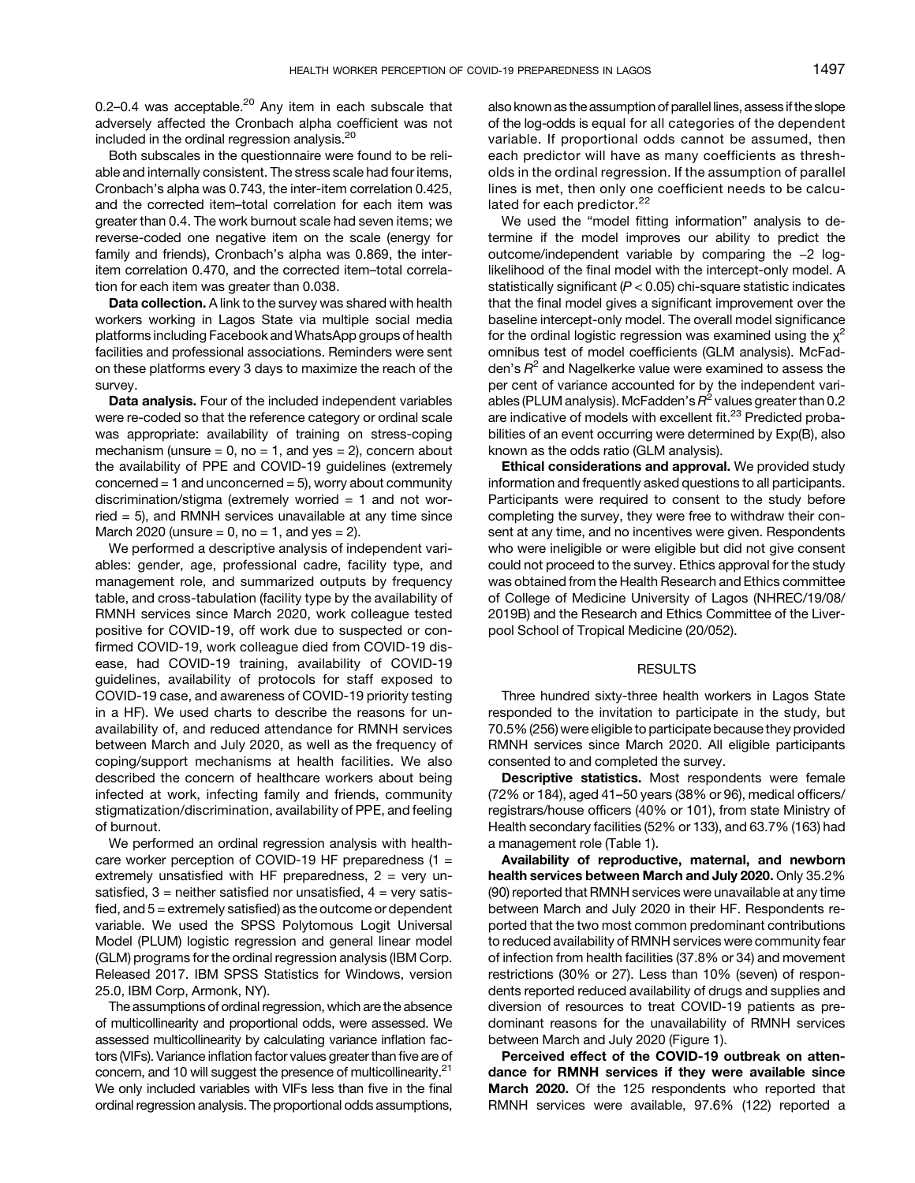0.2–0.4 was acceptable.[20] Any item in each subscale that adversely affected the Cronbach alpha coefficient was not included in the ordinal regression analysis.[20]

Both subscales in the questionnaire were found to be reliable and internally consistent. The stress scale had four items, Cronbach's alpha was 0.743, the inter-item correlation 0.425, and the corrected item–total correlation for each item was greater than 0.4. The work burnout scale had seven items; we reverse-coded one negative item on the scale (energy for family and friends), Cronbach's alpha was 0.869, the inter-item correlation 0.470, and the corrected item–total correlation for each item was greater than 0.038.

**Data collection.** A link to the survey was shared with health workers working in Lagos State via multiple social media platforms including Facebook and WhatsApp groups of health facilities and professional associations. Reminders were sent on these platforms every 3 days to maximize the reach of the survey.

**Data analysis.** Four of the included independent variables were re-coded so that the reference category or ordinal scale was appropriate: availability of training on stress-coping mechanism (unsure = 0, no = 1, and yes = 2), concern about the availability of PPE and COVID-19 guidelines (extremely concerned = 1 and unconcerned = 5), worry about community discrimination/stigma (extremely worried = 1 and not worried = 5), and RMNH services unavailable at any time since March 2020 (unsure = 0, no = 1, and yes = 2).

We performed a descriptive analysis of independent variables: gender, age, professional cadre, facility type, and management role, and summarized outputs by frequency table, and cross-tabulation (facility type by the availability of RMNH services since March 2020, work colleague tested positive for COVID-19, off work due to suspected or confirmed COVID-19, work colleague died from COVID-19 disease, had COVID-19 training, availability of COVID-19 guidelines, availability of protocols for staff exposed to COVID-19 case, and awareness of COVID-19 priority testing in a HF). We used charts to describe the reasons for unavailability of, and reduced attendance for RMNH services between March and July 2020, as well as the frequency of coping/support mechanisms at health facilities. We also described the concern of healthcare workers about being infected at work, infecting family and friends, community stigmatization/discrimination, availability of PPE, and feeling of burnout.

We performed an ordinal regression analysis with healthcare worker perception of COVID-19 HF preparedness (1 = extremely unsatisfied with HF preparedness, 2 = very unsatisfied, 3 = neither satisfied nor unsatisfied, 4 = very satisfied, and 5 = extremely satisfied) as the outcome or dependent variable. We used the SPSS Polytomous Logit Universal Model (PLUM) logistic regression and general linear model (GLM) programs for the ordinal regression analysis (IBM Corp. Released 2017. IBM SPSS Statistics for Windows, version 25.0, IBM Corp, Armonk, NY).

The assumptions of ordinal regression, which are the absence of multicollinearity and proportional odds, were assessed. We assessed multicollinearity by calculating variance inflation factors (VIFs). Variance inflation factor values greater than five are of concern, and 10 will suggest the presence of multicollinearity.[21] We only included variables with VIFs less than five in the final ordinal regression analysis. The proportional odds assumptions, also known as the assumption of parallel lines, assess if the slope of the log-odds is equal for all categories of the dependent variable. If proportional odds cannot be assumed, then each predictor will have as many coefficients as thresholds in the ordinal regression. If the assumption of parallel lines is met, then only one coefficient needs to be calculated for each predictor.[22]

We used the "model fitting information" analysis to determine if the model improves our ability to predict the outcome/independent variable by comparing the −2 log-likelihood of the final model with the intercept-only model. A statistically significant ($P < 0.05$) chi-square statistic indicates that the final model gives a significant improvement over the baseline intercept-only model. The overall model significance for the ordinal logistic regression was examined using the $\chi^2$ omnibus test of model coefficients (GLM analysis). McFadden's $R^2$ and Nagelkerke value were examined to assess the per cent of variance accounted for by the independent variables (PLUM analysis). McFadden's $R^2$ values greater than 0.2 are indicative of models with excellent fit.[23] Predicted probabilities of an event occurring were determined by Exp(B), also known as the odds ratio (GLM analysis).

**Ethical considerations and approval.** We provided study information and frequently asked questions to all participants. Participants were required to consent to the study before completing the survey, they were free to withdraw their consent at any time, and no incentives were given. Respondents who were ineligible or were eligible but did not give consent could not proceed to the survey. Ethics approval for the study was obtained from the Health Research and Ethics committee of College of Medicine University of Lagos (NHREC/19/08/2019B) and the Research and Ethics Committee of the Liverpool School of Tropical Medicine (20/052).

## RESULTS

Three hundred sixty-three health workers in Lagos State responded to the invitation to participate in the study, but 70.5% (256) were eligible to participate because they provided RMNH services since March 2020. All eligible participants consented to and completed the survey.

**Descriptive statistics.** Most respondents were female (72% or 184), aged 41–50 years (38% or 96), medical officers/registrars/house officers (40% or 101), from state Ministry of Health secondary facilities (52% or 133), and 63.7% (163) had a management role (Table 1).

**Availability of reproductive, maternal, and newborn health services between March and July 2020.** Only 35.2% (90) reported that RMNH services were unavailable at any time between March and July 2020 in their HF. Respondents reported that the two most common predominant contributions to reduced availability of RMNH services were community fear of infection from health facilities (37.8% or 34) and movement restrictions (30% or 27). Less than 10% (seven) of respondents reported reduced availability of drugs and supplies and diversion of resources to treat COVID-19 patients as predominant reasons for the unavailability of RMNH services between March and July 2020 (Figure 1).

**Perceived effect of the COVID-19 outbreak on attendance for RMNH services if they were available since March 2020.** Of the 125 respondents who reported that RMNH services were available, 97.6% (122) reported a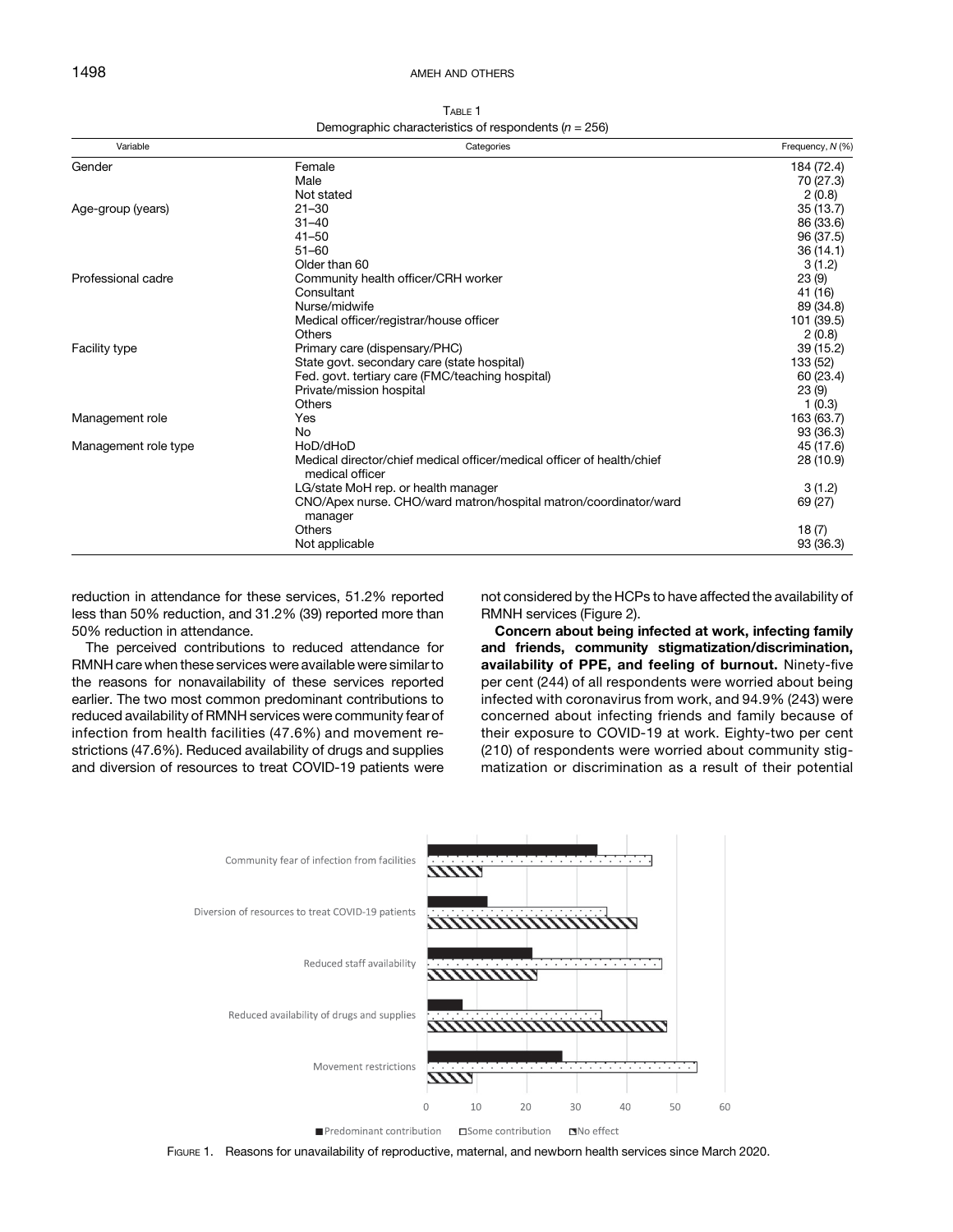Table 1
Demographic characteristics of respondents ($n$ = 256)

| Variable | Categories | Frequency, $N$ (%) |
|---|---|---|
| Gender | Female | 184 (72.4) |
| | Male | 70 (27.3) |
| | Not stated | 2 (0.8) |
| Age-group (years) | 21–30 | 35 (13.7) |
| | 31–40 | 86 (33.6) |
| | 41–50 | 96 (37.5) |
| | 51–60 | 36 (14.1) |
| | Older than 60 | 3 (1.2) |
| Professional cadre | Community health officer/CRH worker | 23 (9) |
| | Consultant | 41 (16) |
| | Nurse/midwife | 89 (34.8) |
| | Medical officer/registrar/house officer | 101 (39.5) |
| | Others | 2 (0.8) |
| Facility type | Primary care (dispensary/PHC) | 39 (15.2) |
| | State govt. secondary care (state hospital) | 133 (52) |
| | Fed. govt. tertiary care (FMC/teaching hospital) | 60 (23.4) |
| | Private/mission hospital | 23 (9) |
| | Others | 1 (0.3) |
| Management role | Yes | 163 (63.7) |
| | No | 93 (36.3) |
| Management role type | HoD/dHoD | 45 (17.6) |
| | Medical director/chief medical officer/medical officer of health/chief medical officer | 28 (10.9) |
| | LG/state MoH rep. or health manager | 3 (1.2) |
| | CNO/Apex nurse. CHO/ward matron/hospital matron/coordinator/ward manager | 69 (27) |
| | Others | 18 (7) |
| | Not applicable | 93 (36.3) |

reduction in attendance for these services, 51.2% reported less than 50% reduction, and 31.2% (39) reported more than 50% reduction in attendance.

The perceived contributions to reduced attendance for RMNH care when these services were available were similar to the reasons for nonavailability of these services reported earlier. The two most common predominant contributions to reduced availability of RMNH services were community fear of infection from health facilities (47.6%) and movement restrictions (47.6%). Reduced availability of drugs and supplies and diversion of resources to treat COVID-19 patients were not considered by the HCPs to have affected the availability of RMNH services (Figure 2).

**Concern about being infected at work, infecting family and friends, community stigmatization/discrimination, availability of PPE, and feeling of burnout.** Ninety-five per cent (244) of all respondents were worried about being infected with coronavirus from work, and 94.9% (243) were concerned about infecting friends and family because of their exposure to COVID-19 at work. Eighty-two per cent (210) of respondents were worried about community stigmatization or discrimination as a result of their potential

Figure 1. Reasons for unavailability of reproductive, maternal, and newborn health services since March 2020.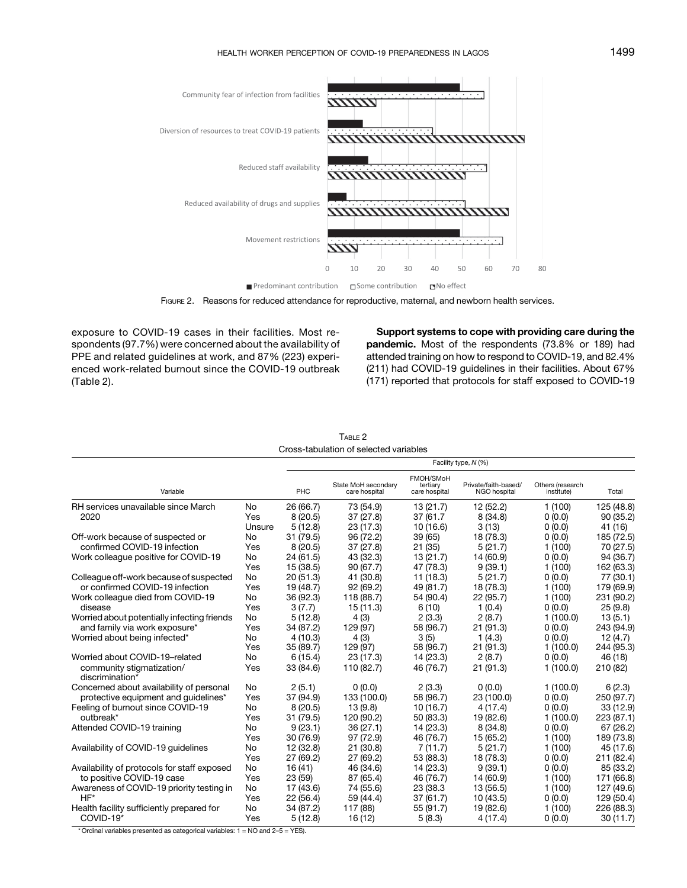FIGURE 2. Reasons for reduced attendance for reproductive, maternal, and newborn health services.

exposure to COVID-19 cases in their facilities. Most respondents (97.7%) were concerned about the availability of PPE and related guidelines at work, and 87% (223) experienced work-related burnout since the COVID-19 outbreak (Table 2).

**Support systems to cope with providing care during the pandemic.** Most of the respondents (73.8% or 189) had attended training on how to respond to COVID-19, and 82.4% (211) had COVID-19 guidelines in their facilities. About 67% (171) reported that protocols for staff exposed to COVID-19

TABLE 2
Cross-tabulation of selected variables

| Variable | | Facility type, *N* (%) | | | | | |
|---|---|---|---|---|---|---|---|
| | | PHC | State MoH secondary care hospital | FMOH/SMoH tertiary care hospital | Private/faith-based/ NGO hospital | Others (research institute) | Total |
| RH services unavailable since March 2020 | No | 26 (66.7) | 73 (54.9) | 13 (21.7) | 12 (52.2) | 1 (100) | 125 (48.8) |
| | Yes | 8 (20.5) | 37 (27.8) | 37 (61.7 | 8 (34.8) | 0 (0.0) | 90 (35.2) |
| | Unsure | 5 (12.8) | 23 (17.3) | 10 (16.6) | 3 (13) | 0 (0.0) | 41 (16) |
| Off-work because of suspected or confirmed COVID-19 infection | No | 31 (79.5) | 96 (72.2) | 39 (65) | 18 (78.3) | 0 (0.0) | 185 (72.5) |
| | Yes | 8 (20.5) | 37 (27.8) | 21 (35) | 5 (21.7) | 1 (100) | 70 (27.5) |
| Work colleague positive for COVID-19 | No | 24 (61.5) | 43 (32.3) | 13 (21.7) | 14 (60.9) | 0 (0.0) | 94 (36.7) |
| | Yes | 15 (38.5) | 90 (67.7) | 47 (78.3) | 9 (39.1) | 1 (100) | 162 (63.3) |
| Colleague off-work because of suspected or confirmed COVID-19 infection | No | 20 (51.3) | 41 (30.8) | 11 (18.3) | 5 (21.7) | 0 (0.0) | 77 (30.1) |
| | Yes | 19 (48.7) | 92 (69.2) | 49 (81.7) | 18 (78.3) | 1 (100) | 179 (69.9) |
| Work colleague died from COVID-19 disease | No | 36 (92.3) | 118 (88.7) | 54 (90.4) | 22 (95.7) | 1 (100) | 231 (90.2) |
| | Yes | 3 (7.7) | 15 (11.3) | 6 (10) | 1 (0.4) | 0 (0.0) | 25 (9.8) |
| Worried about potentially infecting friends and family via work exposure* | No | 5 (12.8) | 4 (3) | 2 (3.3) | 2 (8.7) | 1 (100.0) | 13 (5.1) |
| | Yes | 34 (87.2) | 129 (97) | 58 (96.7) | 21 (91.3) | 0 (0.0) | 243 (94.9) |
| Worried about being infected* | No | 4 (10.3) | 4 (3) | 3 (5) | 1 (4.3) | 0 (0.0) | 12 (4.7) |
| | Yes | 35 (89.7) | 129 (97) | 58 (96.7) | 21 (91.3) | 1 (100.0) | 244 (95.3) |
| Worried about COVID-19–related community stigmatization/ discrimination* | No | 6 (15.4) | 23 (17.3) | 14 (23.3) | 2 (8.7) | 0 (0.0) | 46 (18) |
| | Yes | 33 (84.6) | 110 (82.7) | 46 (76.7) | 21 (91.3) | 1 (100.0) | 210 (82) |
| Concerned about availability of personal protective equipment and guidelines* | No | 2 (5.1) | 0 (0.0) | 2 (3.3) | 0 (0.0) | 1 (100.0) | 6 (2.3) |
| | Yes | 37 (94.9) | 133 (100.0) | 58 (96.7) | 23 (100.0) | 0 (0.0) | 250 (97.7) |
| Feeling of burnout since COVID-19 outbreak* | No | 8 (20.5) | 13 (9.8) | 10 (16.7) | 4 (17.4) | 0 (0.0) | 33 (12.9) |
| | Yes | 31 (79.5) | 120 (90.2) | 50 (83.3) | 19 (82.6) | 1 (100.0) | 223 (87.1) |
| Attended COVID-19 training | No | 9 (23.1) | 36 (27.1) | 14 (23.3) | 8 (34.8) | 0 (0.0) | 67 (26.2) |
| | Yes | 30 (76.9) | 97 (72.9) | 46 (76.7) | 15 (65.2) | 1 (100) | 189 (73.8) |
| Availability of COVID-19 guidelines | No | 12 (32.8) | 21 (30.8) | 7 (11.7) | 5 (21.7) | 1 (100) | 45 (17.6) |
| | Yes | 27 (69.2) | 27 (69.2) | 53 (88.3) | 18 (78.3) | 0 (0.0) | 211 (82.4) |
| Availability of protocols for staff exposed to positive COVID-19 case | No | 16 (41) | 46 (34.6) | 14 (23.3) | 9 (39.1) | 0 (0.0) | 85 (33.2) |
| | Yes | 23 (59) | 87 (65.4) | 46 (76.7) | 14 (60.9) | 1 (100) | 171 (66.8) |
| Awareness of COVID-19 priority testing in HF* | No | 17 (43.6) | 74 (55.6) | 23 (38.3 | 13 (56.5) | 1 (100) | 127 (49.6) |
| | Yes | 22 (56.4) | 59 (44.4) | 37 (61.7) | 10 (43.5) | 0 (0.0) | 129 (50.4) |
| Health facility sufficiently prepared for COVID-19* | No | 34 (87.2) | 117 (88) | 55 (91.7) | 19 (82.6) | 1 (100) | 226 (88.3) |
| | Yes | 5 (12.8) | 16 (12) | 5 (8.3) | 4 (17.4) | 0 (0.0) | 30 (11.7) |

* Ordinal variables presented as categorical variables: 1 = NO and 2–5 = YES).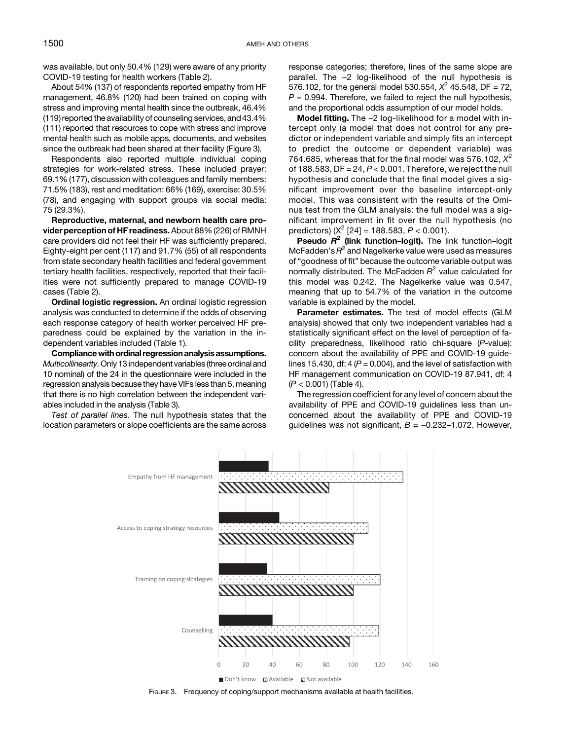was available, but only 50.4% (129) were aware of any priority COVID-19 testing for health workers (Table 2).

About 54% (137) of respondents reported empathy from HF management, 46.8% (120) had been trained on coping with stress and improving mental health since the outbreak, 46.4% (119) reported the availability of counseling services, and 43.4% (111) reported that resources to cope with stress and improve mental health such as mobile apps, documents, and websites since the outbreak had been shared at their facility (Figure 3).

Respondents also reported multiple individual coping strategies for work-related stress. These included prayer: 69.1% (177), discussion with colleagues and family members: 71.5% (183), rest and meditation: 66% (169), exercise: 30.5% (78), and engaging with support groups via social media: 75 (29.3%).

**Reproductive, maternal, and newborn health care provider perception of HF readiness.** About 88% (226) of RMNH care providers did not feel their HF was sufficiently prepared. Eighty-eight per cent (117) and 91.7% (55) of all respondents from state secondary health facilities and federal government tertiary health facilities, respectively, reported that their facilities were not sufficiently prepared to manage COVID-19 cases (Table 2).

**Ordinal logistic regression.** An ordinal logistic regression analysis was conducted to determine if the odds of observing each response category of health worker perceived HF preparedness could be explained by the variation in the independent variables included (Table 1).

**Compliance with ordinal regression analysis assumptions.** *Multicollinearity.* Only 13 independent variables (three ordinal and 10 nominal) of the 24 in the questionnaire were included in the regression analysis because they have VIFs less than 5, meaning that there is no high correlation between the independent variables included in the analysis (Table 3).

*Test of parallel lines.* The null hypothesis states that the location parameters or slope coefficients are the same across response categories; therefore, lines of the same slope are parallel. The −2 log-likelihood of the null hypothesis is 576.102, for the general model 530.554, $X^2$ 45.548, DF = 72, $P = 0.994$. Therefore, we failed to reject the null hypothesis, and the proportional odds assumption of our model holds.

**Model fitting.** The −2 log-likelihood for a model with intercept only (a model that does not control for any predictor or independent variable and simply fits an intercept to predict the outcome or dependent variable) was 764.685, whereas that for the final model was 576.102, $X^2$ of 188.583, DF = 24, $P < 0.001$. Therefore, we reject the null hypothesis and conclude that the final model gives a significant improvement over the baseline intercept-only model. This was consistent with the results of the Ominus test from the GLM analysis: the full model was a significant improvement in fit over the null hypothesis (no predictors) ($X^2$ [24] = 188.583, $P < 0.001$).

**Pseudo $R^2$ (link function–logit).** The link function–logit McFadden's $R^2$ and Nagelkerke value were used as measures of "goodness of fit" because the outcome variable output was normally distributed. The McFadden $R^2$ value calculated for this model was 0.242. The Nagelkerke value was 0.547, meaning that up to 54.7% of the variation in the outcome variable is explained by the model.

**Parameter estimates.** The test of model effects (GLM analysis) showed that only two independent variables had a statistically significant effect on the level of perception of facility preparedness, likelihood ratio chi-square ($P$-value): concern about the availability of PPE and COVID-19 guidelines 15.430, df: 4 ($P = 0.004$), and the level of satisfaction with HF management communication on COVID-19 87.941, df: 4 ($P < 0.001$) (Table 4).

The regression coefficient for any level of concern about the availability of PPE and COVID-19 guidelines less than unconcerned about the availability of PPE and COVID-19 guidelines was not significant, $B = -0.232$–$1.072$. However,

Figure 3. Frequency of coping/support mechanisms available at health facilities.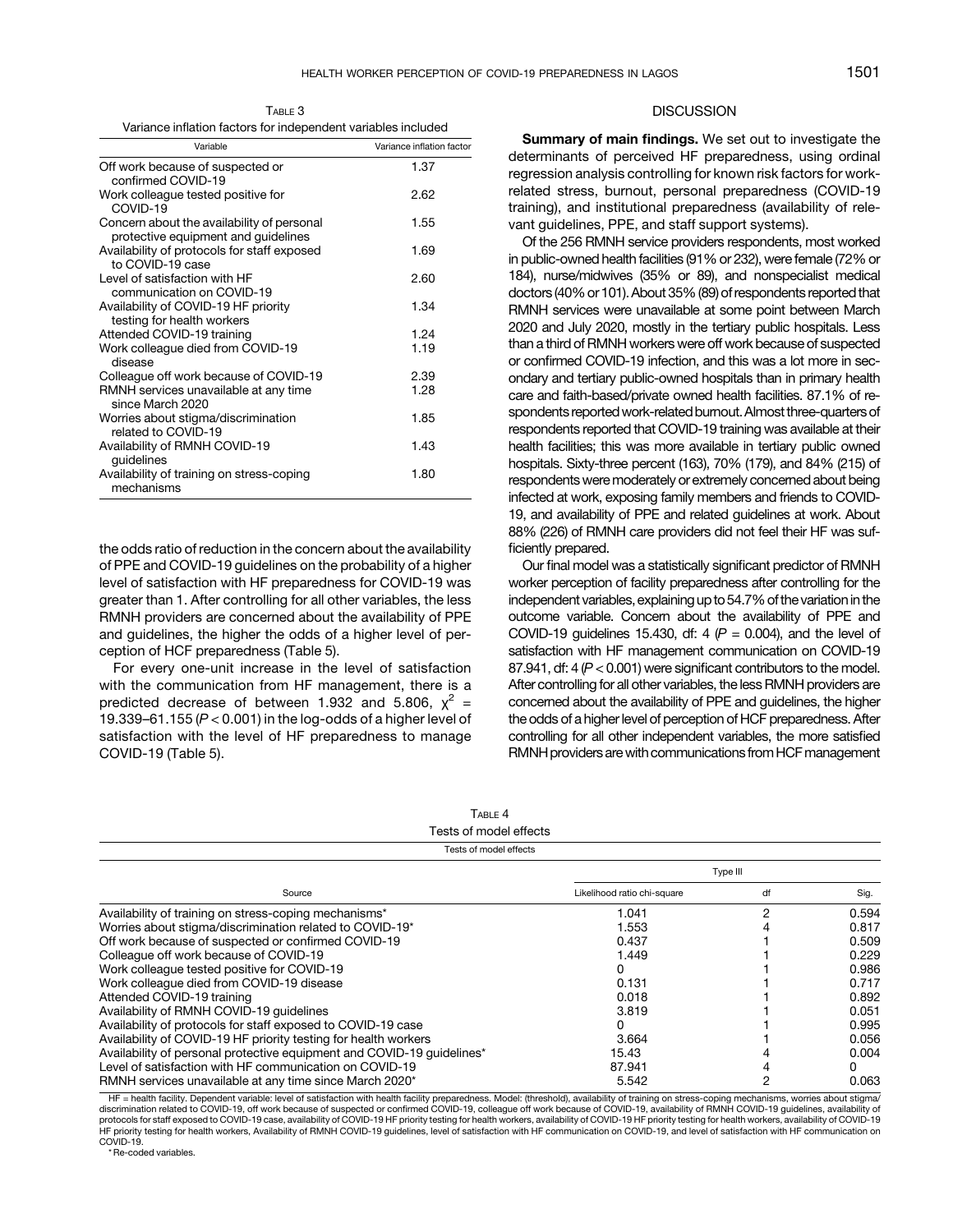Table 3

Variance inflation factors for independent variables included

| Variable | Variance inflation factor |
|---|---|
| Off work because of suspected or confirmed COVID-19 | 1.37 |
| Work colleague tested positive for COVID-19 | 2.62 |
| Concern about the availability of personal protective equipment and guidelines | 1.55 |
| Availability of protocols for staff exposed to COVID-19 case | 1.69 |
| Level of satisfaction with HF communication on COVID-19 | 2.60 |
| Availability of COVID-19 HF priority testing for health workers | 1.34 |
| Attended COVID-19 training | 1.24 |
| Work colleague died from COVID-19 disease | 1.19 |
| Colleague off work because of COVID-19 | 2.39 |
| RMNH services unavailable at any time since March 2020 | 1.28 |
| Worries about stigma/discrimination related to COVID-19 | 1.85 |
| Availability of RMNH COVID-19 guidelines | 1.43 |
| Availability of training on stress-coping mechanisms | 1.80 |

the odds ratio of reduction in the concern about the availability of PPE and COVID-19 guidelines on the probability of a higher level of satisfaction with HF preparedness for COVID-19 was greater than 1. After controlling for all other variables, the less RMNH providers are concerned about the availability of PPE and guidelines, the higher the odds of a higher level of perception of HCF preparedness (Table 5).

For every one-unit increase in the level of satisfaction with the communication from HF management, there is a predicted decrease of between 1.932 and 5.806, $\chi^2$ = 19.339–61.155 ($P < 0.001$) in the log-odds of a higher level of satisfaction with the level of HF preparedness to manage COVID-19 (Table 5).

## DISCUSSION

**Summary of main findings.** We set out to investigate the determinants of perceived HF preparedness, using ordinal regression analysis controlling for known risk factors for work-related stress, burnout, personal preparedness (COVID-19 training), and institutional preparedness (availability of relevant guidelines, PPE, and staff support systems).

Of the 256 RMNH service providers respondents, most worked in public-owned health facilities (91% or 232), were female (72% or 184), nurse/midwives (35% or 89), and nonspecialist medical doctors (40% or 101). About 35% (89) of respondents reported that RMNH services were unavailable at some point between March 2020 and July 2020, mostly in the tertiary public hospitals. Less than a third of RMNH workers were off work because of suspected or confirmed COVID-19 infection, and this was a lot more in secondary and tertiary public-owned hospitals than in primary health care and faith-based/private owned health facilities. 87.1% of respondents reported work-related burnout. Almost three-quarters of respondents reported that COVID-19 training was available at their health facilities; this was more available in tertiary public owned hospitals. Sixty-three percent (163), 70% (179), and 84% (215) of respondents were moderately or extremely concerned about being infected at work, exposing family members and friends to COVID-19, and availability of PPE and related guidelines at work. About 88% (226) of RMNH care providers did not feel their HF was sufficiently prepared.

Our final model was a statistically significant predictor of RMNH worker perception of facility preparedness after controlling for the independent variables, explaining up to 54.7% of the variation in the outcome variable. Concern about the availability of PPE and COVID-19 guidelines 15.430, df: 4 ($P$ = 0.004), and the level of satisfaction with HF management communication on COVID-19 87.941, df: 4 ($P < 0.001$) were significant contributors to the model. After controlling for all other variables, the less RMNH providers are concerned about the availability of PPE and guidelines, the higher the odds of a higher level of perception of HCF preparedness. After controlling for all other independent variables, the more satisfied RMNH providers are with communications from HCF management

Table 4

Tests of model effects

| Source | Type III Likelihood ratio chi-square | df | Sig. |
|---|---|---|---|
| Availability of training on stress-coping mechanisms* | 1.041 | 2 | 0.594 |
| Worries about stigma/discrimination related to COVID-19* | 1.553 | 4 | 0.817 |
| Off work because of suspected or confirmed COVID-19 | 0.437 | 1 | 0.509 |
| Colleague off work because of COVID-19 | 1.449 | 1 | 0.229 |
| Work colleague tested positive for COVID-19 | 0 | 1 | 0.986 |
| Work colleague died from COVID-19 disease | 0.131 | 1 | 0.717 |
| Attended COVID-19 training | 0.018 | 1 | 0.892 |
| Availability of RMNH COVID-19 guidelines | 3.819 | 1 | 0.051 |
| Availability of protocols for staff exposed to COVID-19 case | 0 | 1 | 0.995 |
| Availability of COVID-19 HF priority testing for health workers | 3.664 | 1 | 0.056 |
| Availability of personal protective equipment and COVID-19 guidelines* | 15.43 | 4 | 0.004 |
| Level of satisfaction with HF communication on COVID-19 | 87.941 | 4 | 0 |
| RMNH services unavailable at any time since March 2020* | 5.542 | 2 | 0.063 |

HF = health facility. Dependent variable: level of satisfaction with health facility preparedness. Model: (threshold), availability of training on stress-coping mechanisms, worries about stigma/discrimination related to COVID-19, off work because of suspected or confirmed COVID-19, colleague off work because of COVID-19, availability of RMNH COVID-19 guidelines, availability of protocols for staff exposed to COVID-19 case, availability of COVID-19 HF priority testing for health workers, availability of COVID-19 HF priority testing for health workers, availability of COVID-19 HF priority testing for health workers, Availability of RMNH COVID-19 guidelines, level of satisfaction with HF communication on COVID-19, and level of satisfaction with HF communication on COVID-19.

* Re-coded variables.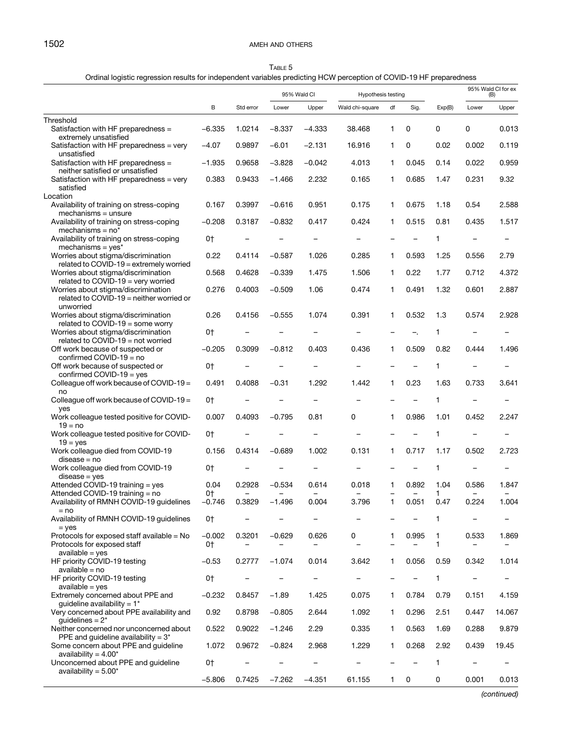Table 5

Ordinal logistic regression results for independent variables predicting HCW perception of COVID-19 HF preparedness

| | B | Std error | 95% Wald CI | | Hypothesis testing | | | Exp(B) | 95% Wald CI for ex (B) | |
|---|---|---|---|---|---|---|---|---|---|---|
| | | | Lower | Upper | Wald chi-square | df | Sig. | | Lower | Upper |
| Threshold | | | | | | | | | | |
| Satisfaction with HF preparedness = extremely unsatisfied | −6.335 | 1.0214 | −8.337 | −4.333 | 38.468 | 1 | 0 | 0 | 0 | 0.013 |
| Satisfaction with HF preparedness = very unsatisfied | −4.07 | 0.9897 | −6.01 | −2.131 | 16.916 | 1 | 0 | 0.02 | 0.002 | 0.119 |
| Satisfaction with HF preparedness = neither satisfied or unsatisfied | −1.935 | 0.9658 | −3.828 | −0.042 | 4.013 | 1 | 0.045 | 0.14 | 0.022 | 0.959 |
| Satisfaction with HF preparedness = very satisfied | 0.383 | 0.9433 | −1.466 | 2.232 | 0.165 | 1 | 0.685 | 1.47 | 0.231 | 9.32 |
| Location | | | | | | | | | | |
| Availability of training on stress-coping mechanisms = unsure | 0.167 | 0.3997 | −0.616 | 0.951 | 0.175 | 1 | 0.675 | 1.18 | 0.54 | 2.588 |
| Availability of training on stress-coping mechanisms = no* | −0.208 | 0.3187 | −0.832 | 0.417 | 0.424 | 1 | 0.515 | 0.81 | 0.435 | 1.517 |
| Availability of training on stress-coping mechanisms = yes* | 0† | – | – | – | – | – | – | 1 | – | – |
| Worries about stigma/discrimination related to COVID-19 = extremely worried | 0.22 | 0.4114 | −0.587 | 1.026 | 0.285 | 1 | 0.593 | 1.25 | 0.556 | 2.79 |
| Worries about stigma/discrimination related to COVID-19 = very worried | 0.568 | 0.4628 | −0.339 | 1.475 | 1.506 | 1 | 0.22 | 1.77 | 0.712 | 4.372 |
| Worries about stigma/discrimination related to COVID-19 = neither worried or unworried | 0.276 | 0.4003 | −0.509 | 1.06 | 0.474 | 1 | 0.491 | 1.32 | 0.601 | 2.887 |
| Worries about stigma/discrimination related to COVID-19 = some worry | 0.26 | 0.4156 | −0.555 | 1.074 | 0.391 | 1 | 0.532 | 1.3 | 0.574 | 2.928 |
| Worries about stigma/discrimination related to COVID-19 = not worried | 0† | – | – | – | – | – | –. | 1 | – | – |
| Off work because of suspected or confirmed COVID-19 = no | −0.205 | 0.3099 | −0.812 | 0.403 | 0.436 | 1 | 0.509 | 0.82 | 0.444 | 1.496 |
| Off work because of suspected or confirmed COVID-19 = yes | 0† | – | – | – | – | – | – | 1 | – | – |
| Colleague off work because of COVID-19 = no | 0.491 | 0.4088 | −0.31 | 1.292 | 1.442 | 1 | 0.23 | 1.63 | 0.733 | 3.641 |
| Colleague off work because of COVID-19 = yes | 0† | – | – | – | – | – | – | 1 | – | – |
| Work colleague tested positive for COVID-19 = no | 0.007 | 0.4093 | −0.795 | 0.81 | 0 | 1 | 0.986 | 1.01 | 0.452 | 2.247 |
| Work colleague tested positive for COVID-19 = yes | 0† | – | – | – | – | – | – | 1 | – | – |
| Work colleague died from COVID-19 disease = no | 0.156 | 0.4314 | −0.689 | 1.002 | 0.131 | 1 | 0.717 | 1.17 | 0.502 | 2.723 |
| Work colleague died from COVID-19 disease = yes | 0† | – | – | – | – | – | – | 1 | – | – |
| Attended COVID-19 training = yes | 0.04 | 0.2928 | −0.534 | 0.614 | 0.018 | 1 | 0.892 | 1.04 | 0.586 | 1.847 |
| Attended COVID-19 training = no | 0† | – | – | – | – | – | – | 1 | – | – |
| Availability of RMNH COVID-19 guidelines = no | −0.746 | 0.3829 | −1.496 | 0.004 | 3.796 | 1 | 0.051 | 0.47 | 0.224 | 1.004 |
| Availability of RMNH COVID-19 guidelines = yes | 0† | – | – | – | – | – | – | 1 | – | – |
| Protocols for exposed staff available = No | −0.002 | 0.3201 | −0.629 | 0.626 | 0 | 1 | 0.995 | 1 | 0.533 | 1.869 |
| Protocols for exposed staff available = yes | 0† | – | – | – | – | – | – | 1 | – | – |
| HF priority COVID-19 testing available = no | −0.53 | 0.2777 | −1.074 | 0.014 | 3.642 | 1 | 0.056 | 0.59 | 0.342 | 1.014 |
| HF priority COVID-19 testing available = yes | 0† | – | – | – | – | – | – | 1 | – | – |
| Extremely concerned about PPE and guideline availability = 1* | −0.232 | 0.8457 | −1.89 | 1.425 | 0.075 | 1 | 0.784 | 0.79 | 0.151 | 4.159 |
| Very concerned about PPE availability and guidelines = 2* | 0.92 | 0.8798 | −0.805 | 2.644 | 1.092 | 1 | 0.296 | 2.51 | 0.447 | 14.067 |
| Neither concerned nor unconcerned about PPE and guideline availability = 3* | 0.522 | 0.9022 | −1.246 | 2.29 | 0.335 | 1 | 0.563 | 1.69 | 0.288 | 9.879 |
| Some concern about PPE and guideline availability = 4.00* | 1.072 | 0.9672 | −0.824 | 2.968 | 1.229 | 1 | 0.268 | 2.92 | 0.439 | 19.45 |
| Unconcerned about PPE and guideline availability = 5.00* | 0† | – | – | – | – | – | – | 1 | – | – |
| | −5.806 | 0.7425 | −7.262 | −4.351 | 61.155 | 1 | 0 | 0 | 0.001 | 0.013 |

*(continued)*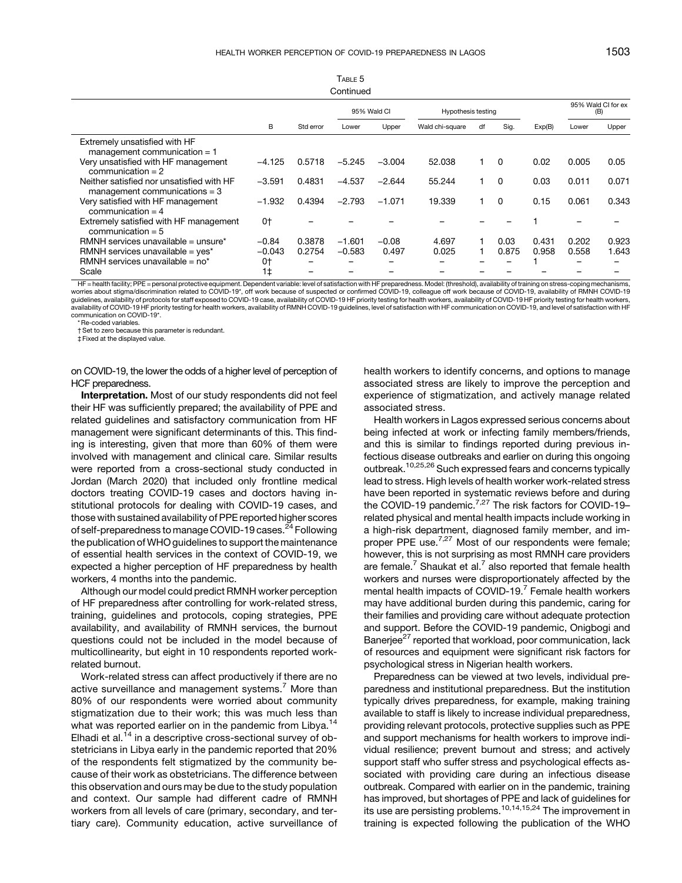Table 5
Continued

| | B | Std error | 95% Wald CI | | Hypothesis testing | | | Exp(B) | 95% Wald CI for ex (B) | |
|---|---|---|---|---|---|---|---|---|---|---|
| | | | Lower | Upper | Wald chi-square | df | Sig. | | Lower | Upper |
| Extremely unsatisfied with HF management communication = 1 | | | | | | | | | | |
| Very unsatisfied with HF management communication = 2 | −4.125 | 0.5718 | −5.245 | −3.004 | 52.038 | 1 | 0 | 0.02 | 0.005 | 0.05 |
| Neither satisfied nor unsatisfied with HF management communications = 3 | −3.591 | 0.4831 | −4.537 | −2.644 | 55.244 | 1 | 0 | 0.03 | 0.011 | 0.071 |
| Very satisfied with HF management communication = 4 | −1.932 | 0.4394 | −2.793 | −1.071 | 19.339 | 1 | 0 | 0.15 | 0.061 | 0.343 |
| Extremely satisfied with HF management communication = 5 | 0† | – | – | – | – | – | – | 1 | – | – |
| RMNH services unavailable = unsure* | −0.84 | 0.3878 | −1.601 | −0.08 | 4.697 | 1 | 0.03 | 0.431 | 0.202 | 0.923 |
| RMNH services unavailable = yes* | −0.043 | 0.2754 | −0.583 | 0.497 | 0.025 | 1 | 0.875 | 0.958 | 0.558 | 1.643 |
| RMNH services unavailable = no* | 0† | – | – | – | – | – | – | 1 | – | – |
| Scale | 1‡ | – | – | – | – | – | – | – | – | – |

HF = health facility; PPE = personal protective equipment. Dependent variable: level of satisfaction with HF preparedness. Model: (threshold), availability of training on stress-coping mechanisms, worries about stigma/discrimination related to COVID-19*, off work because of suspected or confirmed COVID-19, colleague off work because of COVID-19, availability of RMNH COVID-19 guidelines, availability of protocols for staff exposed to COVID-19 case, availability of COVID-19 HF priority testing for health workers, availability of COVID-19 HF priority testing for health workers, availability of COVID-19 HF priority testing for health workers, availability of RMNH COVID-19 guidelines, level of satisfaction with HF communication on COVID-19, and level of satisfaction with HF communication on COVID-19*.

\* Re-coded variables.

† Set to zero because this parameter is redundant.

‡ Fixed at the displayed value.

on COVID-19, the lower the odds of a higher level of perception of HCF preparedness.

**Interpretation.** Most of our study respondents did not feel their HF was sufficiently prepared; the availability of PPE and related guidelines and satisfactory communication from HF management were significant determinants of this. This finding is interesting, given that more than 60% of them were involved with management and clinical care. Similar results were reported from a cross-sectional study conducted in Jordan (March 2020) that included only frontline medical doctors treating COVID-19 cases and doctors having institutional protocols for dealing with COVID-19 cases, and those with sustained availability of PPE reported higher scores of self-preparedness to manage COVID-19 cases.[24] Following the publication of WHO guidelines to support the maintenance of essential health services in the context of COVID-19, we expected a higher perception of HF preparedness by health workers, 4 months into the pandemic.

Although our model could predict RMNH worker perception of HF preparedness after controlling for work-related stress, training, guidelines and protocols, coping strategies, PPE availability, and availability of RMNH services, the burnout questions could not be included in the model because of multicollinearity, but eight in 10 respondents reported work-related burnout.

Work-related stress can affect productively if there are no active surveillance and management systems.[7] More than 80% of our respondents were worried about community stigmatization due to their work; this was much less than what was reported earlier on in the pandemic from Libya.[14] Elhadi et al.[14] in a descriptive cross-sectional survey of obstetricians in Libya early in the pandemic reported that 20% of the respondents felt stigmatized by the community because of their work as obstetricians. The difference between this observation and ours may be due to the study population and context. Our sample had different cadre of RMNH workers from all levels of care (primary, secondary, and tertiary care). Community education, active surveillance of health workers to identify concerns, and options to manage associated stress are likely to improve the perception and experience of stigmatization, and actively manage related associated stress.

Health workers in Lagos expressed serious concerns about being infected at work or infecting family members/friends, and this is similar to findings reported during previous infectious disease outbreaks and earlier on during this ongoing outbreak.[10,25,26] Such expressed fears and concerns typically lead to stress. High levels of health worker work-related stress have been reported in systematic reviews before and during the COVID-19 pandemic.[7,27] The risk factors for COVID-19–related physical and mental health impacts include working in a high-risk department, diagnosed family member, and improper PPE use.[7,27] Most of our respondents were female; however, this is not surprising as most RMNH care providers are female.[7] Shaukat et al.[7] also reported that female health workers and nurses were disproportionately affected by the mental health impacts of COVID-19.[7] Female health workers may have additional burden during this pandemic, caring for their families and providing care without adequate protection and support. Before the COVID-19 pandemic, Onigbogi and Banerjee[27] reported that workload, poor communication, lack of resources and equipment were significant risk factors for psychological stress in Nigerian health workers.

Preparedness can be viewed at two levels, individual preparedness and institutional preparedness. But the institution typically drives preparedness, for example, making training available to staff is likely to increase individual preparedness, providing relevant protocols, protective supplies such as PPE and support mechanisms for health workers to improve individual resilience; prevent burnout and stress; and actively support staff who suffer stress and psychological effects associated with providing care during an infectious disease outbreak. Compared with earlier on in the pandemic, training has improved, but shortages of PPE and lack of guidelines for its use are persisting problems.[10,14,15,24] The improvement in training is expected following the publication of the WHO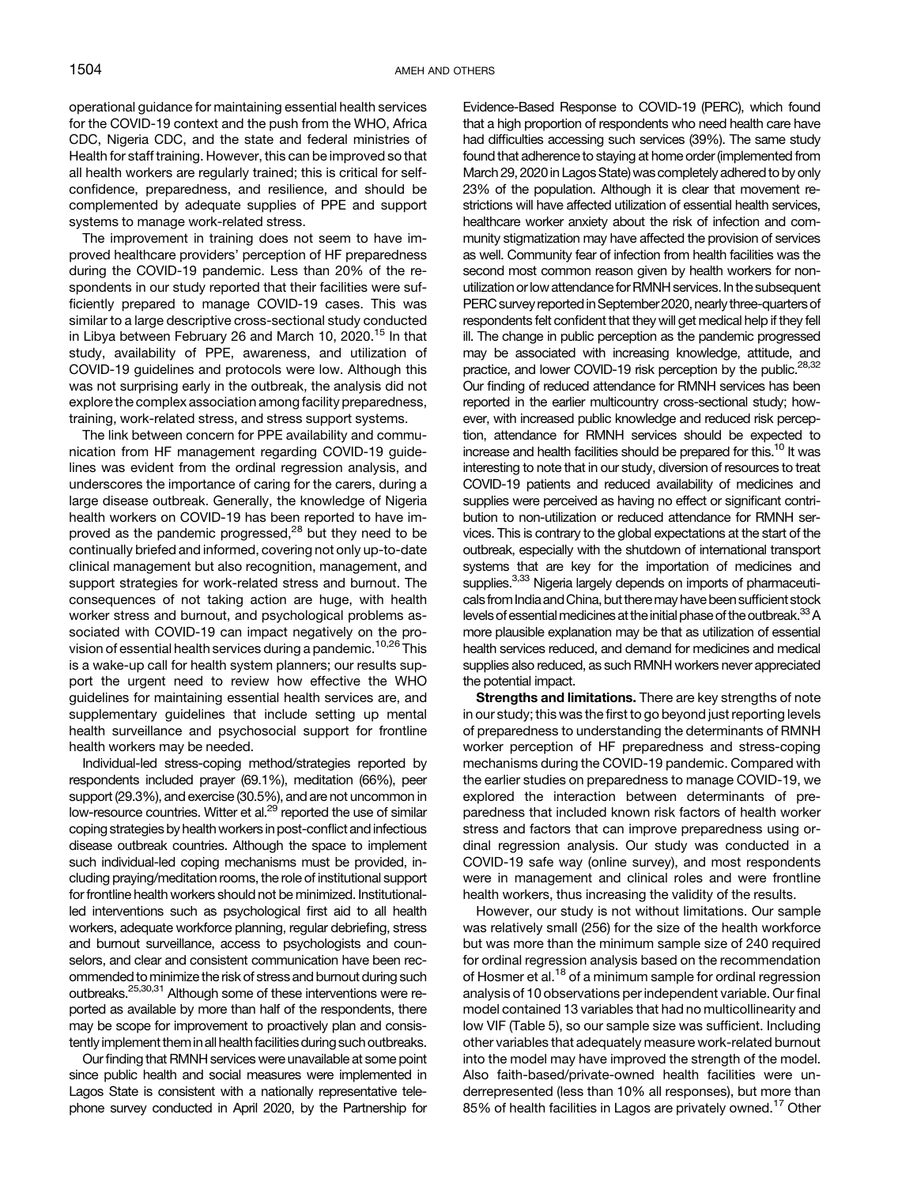operational guidance for maintaining essential health services for the COVID-19 context and the push from the WHO, Africa CDC, Nigeria CDC, and the state and federal ministries of Health for staff training. However, this can be improved so that all health workers are regularly trained; this is critical for self-confidence, preparedness, and resilience, and should be complemented by adequate supplies of PPE and support systems to manage work-related stress.

The improvement in training does not seem to have improved healthcare providers' perception of HF preparedness during the COVID-19 pandemic. Less than 20% of the respondents in our study reported that their facilities were sufficiently prepared to manage COVID-19 cases. This was similar to a large descriptive cross-sectional study conducted in Libya between February 26 and March 10, 2020.[15] In that study, availability of PPE, awareness, and utilization of COVID-19 guidelines and protocols were low. Although this was not surprising early in the outbreak, the analysis did not explore the complex association among facility preparedness, training, work-related stress, and stress support systems.

The link between concern for PPE availability and communication from HF management regarding COVID-19 guidelines was evident from the ordinal regression analysis, and underscores the importance of caring for the carers, during a large disease outbreak. Generally, the knowledge of Nigeria health workers on COVID-19 has been reported to have improved as the pandemic progressed,[28] but they need to be continually briefed and informed, covering not only up-to-date clinical management but also recognition, management, and support strategies for work-related stress and burnout. The consequences of not taking action are huge, with health worker stress and burnout, and psychological problems associated with COVID-19 can impact negatively on the provision of essential health services during a pandemic.[10,26] This is a wake-up call for health system planners; our results support the urgent need to review how effective the WHO guidelines for maintaining essential health services are, and supplementary guidelines that include setting up mental health surveillance and psychosocial support for frontline health workers may be needed.

Individual-led stress-coping method/strategies reported by respondents included prayer (69.1%), meditation (66%), peer support (29.3%), and exercise (30.5%), and are not uncommon in low-resource countries. Witter et al.[29] reported the use of similar coping strategies by health workers in post-conflict and infectious disease outbreak countries. Although the space to implement such individual-led coping mechanisms must be provided, including praying/meditation rooms, the role of institutional support for frontline health workers should not be minimized. Institutional-led interventions such as psychological first aid to all health workers, adequate workforce planning, regular debriefing, stress and burnout surveillance, access to psychologists and counselors, and clear and consistent communication have been recommended to minimize the risk of stress and burnout during such outbreaks.[25,30,31] Although some of these interventions were reported as available by more than half of the respondents, there may be scope for improvement to proactively plan and consistently implement them in all health facilities during such outbreaks.

Our finding that RMNH services were unavailable at some point since public health and social measures were implemented in Lagos State is consistent with a nationally representative telephone survey conducted in April 2020, by the Partnership for Evidence-Based Response to COVID-19 (PERC), which found that a high proportion of respondents who need health care have had difficulties accessing such services (39%). The same study found that adherence to staying at home order (implemented from March 29, 2020 in Lagos State) was completely adhered to by only 23% of the population. Although it is clear that movement restrictions will have affected utilization of essential health services, healthcare worker anxiety about the risk of infection and community stigmatization may have affected the provision of services as well. Community fear of infection from health facilities was the second most common reason given by health workers for non-utilization or low attendance for RMNH services. In the subsequent PERC survey reported in September 2020, nearly three-quarters of respondents felt confident that they will get medical help if they fell ill. The change in public perception as the pandemic progressed may be associated with increasing knowledge, attitude, and practice, and lower COVID-19 risk perception by the public.[28,32] Our finding of reduced attendance for RMNH services has been reported in the earlier multicountry cross-sectional study; however, with increased public knowledge and reduced risk perception, attendance for RMNH services should be expected to increase and health facilities should be prepared for this.[10] It was interesting to note that in our study, diversion of resources to treat COVID-19 patients and reduced availability of medicines and supplies were perceived as having no effect or significant contribution to non-utilization or reduced attendance for RMNH services. This is contrary to the global expectations at the start of the outbreak, especially with the shutdown of international transport systems that are key for the importation of medicines and supplies.[3,33] Nigeria largely depends on imports of pharmaceuticals from India and China, but there may have been sufficient stock levels of essential medicines at the initial phase of the outbreak.[33] A more plausible explanation may be that as utilization of essential health services reduced, and demand for medicines and medical supplies also reduced, as such RMNH workers never appreciated the potential impact.

**Strengths and limitations.** There are key strengths of note in our study; this was the first to go beyond just reporting levels of preparedness to understanding the determinants of RMNH worker perception of HF preparedness and stress-coping mechanisms during the COVID-19 pandemic. Compared with the earlier studies on preparedness to manage COVID-19, we explored the interaction between determinants of preparedness that included known risk factors of health worker stress and factors that can improve preparedness using ordinal regression analysis. Our study was conducted in a COVID-19 safe way (online survey), and most respondents were in management and clinical roles and were frontline health workers, thus increasing the validity of the results.

However, our study is not without limitations. Our sample was relatively small (256) for the size of the health workforce but was more than the minimum sample size of 240 required for ordinal regression analysis based on the recommendation of Hosmer et al.[18] of a minimum sample for ordinal regression analysis of 10 observations per independent variable. Our final model contained 13 variables that had no multicollinearity and low VIF (Table 5), so our sample size was sufficient. Including other variables that adequately measure work-related burnout into the model may have improved the strength of the model. Also faith-based/private-owned health facilities were underrepresented (less than 10% all responses), but more than 85% of health facilities in Lagos are privately owned.[17] Other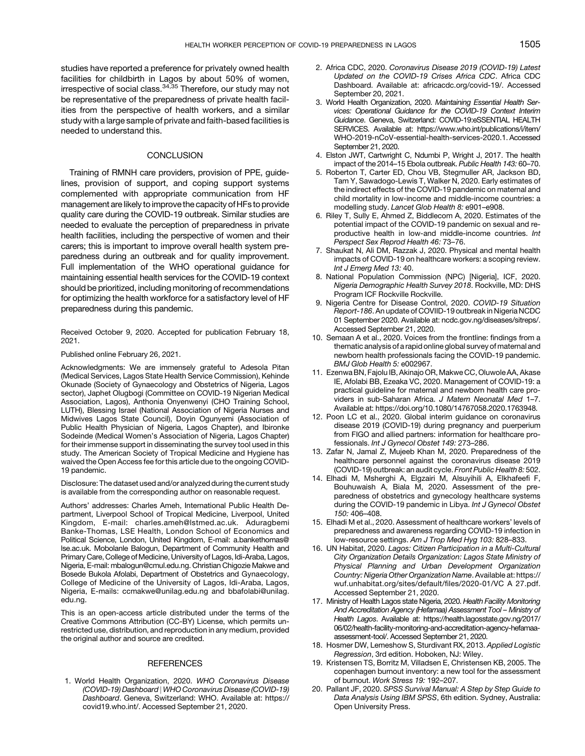studies have reported a preference for privately owned health facilities for childbirth in Lagos by about 50% of women, irrespective of social class.[34,35] Therefore, our study may not be representative of the preparedness of private health facilities from the perspective of health workers, and a similar study with a large sample of private and faith-based facilities is needed to understand this.

## CONCLUSION

Training of RMNH care providers, provision of PPE, guidelines, provision of support, and coping support systems complemented with appropriate communication from HF management are likely to improve the capacity of HFs to provide quality care during the COVID-19 outbreak. Similar studies are needed to evaluate the perception of preparedness in private health facilities, including the perspective of women and their carers; this is important to improve overall health system preparedness during an outbreak and for quality improvement. Full implementation of the WHO operational guidance for maintaining essential health services for the COVID-19 context should be prioritized, including monitoring of recommendations for optimizing the health workforce for a satisfactory level of HF preparedness during this pandemic.

Received October 9, 2020. Accepted for publication February 18, 2021.

Published online February 26, 2021.

Acknowledgments: We are immensely grateful to Adesola Pitan (Medical Services, Lagos State Health Service Commission), Kehinde Okunade (Society of Gynaecology and Obstetrics of Nigeria, Lagos sector), Japhet Olugbogi (Committee on COVID-19 Nigerian Medical Association, Lagos), Anthonia Onyenwenyi (CHO Training School, LUTH), Blessing Israel (National Association of Nigeria Nurses and Midwives Lagos State Council), Doyin Ogunyemi (Association of Public Health Physician of Nigeria, Lagos Chapter), and Ibironke Sodeinde (Medical Women's Association of Nigeria, Lagos Chapter) for their immense support in disseminating the survey tool used in this study. The American Society of Tropical Medicine and Hygiene has waived the Open Access fee for this article due to the ongoing COVID-19 pandemic.

Disclosure: The dataset used and/or analyzed during the current study is available from the corresponding author on reasonable request.

Authors' addresses: Charles Ameh, International Public Health Department, Liverpool School of Tropical Medicine, Liverpool, United Kingdom, E-mail: charles.ameh@lstmed.ac.uk. Aduragbemi Banke-Thomas, LSE Health, London School of Economics and Political Science, London, United Kingdom, E-mail: a.bankethomas@lse.ac.uk. Mobolanle Balogun, Department of Community Health and Primary Care, College of Medicine, University of Lagos, Idi-Araba, Lagos, Nigeria, E-mail: mbalogun@cmul.edu.ng. Christian Chigozie Makwe and Bosede Bukola Afolabi, Department of Obstetrics and Gynaecology, College of Medicine of the University of Lagos, Idi-Araba, Lagos, Nigeria, E-mails: ccmakwe@unilag.edu.ng and bbafolabi@unilag.edu.ng.

This is an open-access article distributed under the terms of the Creative Commons Attribution (CC-BY) License, which permits unrestricted use, distribution, and reproduction in any medium, provided the original author and source are credited.

## REFERENCES

1. World Health Organization, 2020. *WHO Coronavirus Disease (COVID-19) Dashboard | WHO Coronavirus Disease (COVID-19) Dashboard*. Geneva, Switzerland: WHO. Available at: https://covid19.who.int/. Accessed September 21, 2020.
2. Africa CDC, 2020. *Coronavirus Disease 2019 (COVID-19) Latest Updated on the COVID-19 Crises Africa CDC*. Africa CDC Dashboard. Available at: africacdc.org/covid-19/. Accessed September 20, 2021.
3. World Health Organization, 2020. *Maintaining Essential Health Services: Operational Guidance for the COVID-19 Context Interim Guidance*. Geneva, Switzerland: COVID-19:eSSENTIAL HEALTH SERVICES. Available at: https://www.who.int/publications/i/item/WHO-2019-nCoV-essential-health-services-2020.1. Accessed September 21, 2020.
4. Elston JWT, Cartwright C, Ndumbi P, Wright J, 2017. The health impact of the 2014–15 Ebola outbreak. *Public Health 143:* 60–70.
5. Roberton T, Carter ED, Chou VB, Stegmuller AR, Jackson BD, Tam Y, Sawadogo-Lewis T, Walker N, 2020. Early estimates of the indirect effects of the COVID-19 pandemic on maternal and child mortality in low-income and middle-income countries: a modelling study. *Lancet Glob Health 8:* e901–e908.
6. Riley T, Sully E, Ahmed Z, Biddlecom A, 2020. Estimates of the potential impact of the COVID-19 pandemic on sexual and reproductive health in low-and middle-income countries. *Int Perspect Sex Reprod Health 46:* 73–76.
7. Shaukat N, Ali DM, Razzak J, 2020. Physical and mental health impacts of COVID-19 on healthcare workers: a scoping review. *Int J Emerg Med 13:* 40.
8. National Population Commission (NPC) [Nigeria], ICF, 2020. *Nigeria Demographic Health Survey 2018*. Rockville, MD: DHS Program ICF Rockville Rockville.
9. Nigeria Centre for Disease Control, 2020. *COVID-19 Situation Report-186*. An update of COVIID-19 outbreak in Nigeria NCDC 01 September 2020. Available at: ncdc.gov.ng/diseases/sitreps/. Accessed September 21, 2020.
10. Semaan A et al., 2020. Voices from the frontline: findings from a thematic analysis of a rapid online global survey of maternal and newborn health professionals facing the COVID-19 pandemic. *BMJ Glob Health 5:* e002967.
11. Ezenwa BN, Fajolu IB, Akinajo OR, Makwe CC, Oluwole AA, Akase IE, Afolabi BB, Ezeaka VC, 2020. Management of COVID-19: a practical guideline for maternal and newborn health care providers in sub-Saharan Africa. *J Matern Neonatal Med* 1–7. Available at: https://doi.org/10.1080/14767058.2020.1763948.
12. Poon LC et al., 2020. Global interim guidance on coronavirus disease 2019 (COVID-19) during pregnancy and puerperium from FIGO and allied partners: information for healthcare professionals. *Int J Gynecol Obstet 149:* 273–286.
13. Zafar N, Jamal Z, Mujeeb Khan M, 2020. Preparedness of the healthcare personnel against the coronavirus disease 2019 (COVID-19) outbreak: an audit cycle. *Front Public Health 8:* 502.
14. Elhadi M, Msherghi A, Elgzairi M, Alsuyihili A, Elkhafeefi F, Bouhuwaish A, Biala M, 2020. Assessment of the preparedness of obstetrics and gynecology healthcare systems during the COVID-19 pandemic in Libya. *Int J Gynecol Obstet 150:* 406–408.
15. Elhadi M et al., 2020. Assessment of healthcare workers' levels of preparedness and awareness regarding COVID-19 infection in low-resource settings. *Am J Trop Med Hyg 103:* 828–833.
16. UN Habitat, 2020. *Lagos: Citizen Participation in a Multi-Cultural City Organization Details Organization: Lagos State Ministry of Physical Planning and Urban Development Organization Country: Nigeria Other Organization Name*. Available at: https://wuf.unhabitat.org/sites/default/files/2020-01/VC A 27.pdf. Accessed September 21, 2020.
17. Ministry of Health Lagos state Nigeria, 2020. *Health Facility Monitoring And Accreditation Agency (Hefamaa) Assessment Tool – Ministry of Health Lagos*. Available at: https://health.lagosstate.gov.ng/2017/06/02/health-facility-monitoring-and-accreditation-agency-hefamaa-assessment-tool/. Accessed September 21, 2020.
18. Hosmer DW, Lemeshow S, Sturdivant RX, 2013. *Applied Logistic Regression*, 3rd edition. Hoboken, NJ: Wiley.
19. Kristensen TS, Borritz M, Villadsen E, Christensen KB, 2005. The copenhagen burnout inventory: a new tool for the assessment of burnout. *Work Stress 19:* 192–207.
20. Pallant JF, 2020. *SPSS Survival Manual: A Step by Step Guide to Data Analysis Using IBM SPSS*, 6th edition. Sydney, Australia: Open University Press.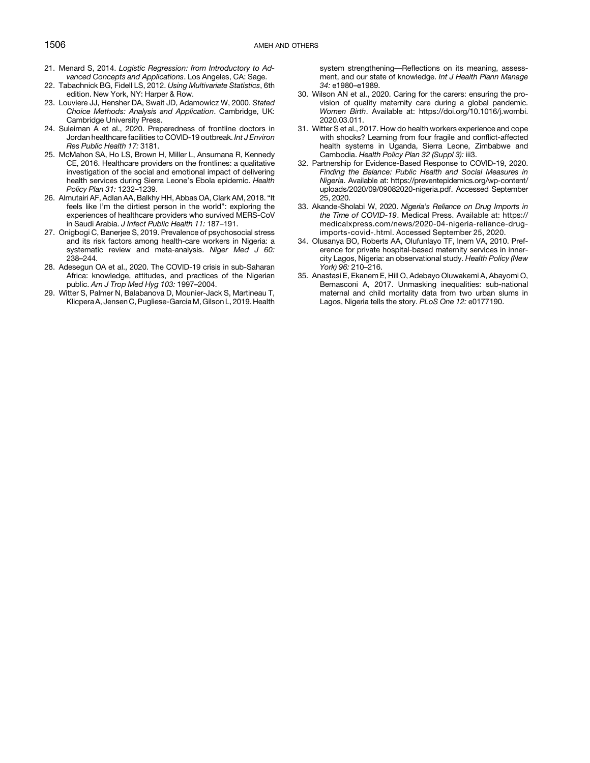21. Menard S, 2014. *Logistic Regression: from Introductory to Advanced Concepts and Applications*. Los Angeles, CA: Sage.
22. Tabachnick BG, Fidell LS, 2012. *Using Multivariate Statistics*, 6th edition. New York, NY: Harper & Row.
23. Louviere JJ, Hensher DA, Swait JD, Adamowicz W, 2000. *Stated Choice Methods: Analysis and Application*. Cambridge, UK: Cambridge University Press.
24. Suleiman A et al., 2020. Preparedness of frontline doctors in Jordan healthcare facilities to COVID-19 outbreak. *Int J Environ Res Public Health 17:* 3181.
25. McMahon SA, Ho LS, Brown H, Miller L, Ansumana R, Kennedy CE, 2016. Healthcare providers on the frontlines: a qualitative investigation of the social and emotional impact of delivering health services during Sierra Leone's Ebola epidemic. *Health Policy Plan 31:* 1232–1239.
26. Almutairi AF, Adlan AA, Balkhy HH, Abbas OA, Clark AM, 2018. "It feels like I'm the dirtiest person in the world": exploring the experiences of healthcare providers who survived MERS-CoV in Saudi Arabia. *J Infect Public Health 11:* 187–191.
27. Onigbogi C, Banerjee S, 2019. Prevalence of psychosocial stress and its risk factors among health-care workers in Nigeria: a systematic review and meta-analysis. *Niger Med J 60:* 238–244.
28. Adesegun OA et al., 2020. The COVID-19 crisis in sub-Saharan Africa: knowledge, attitudes, and practices of the Nigerian public. *Am J Trop Med Hyg 103:* 1997–2004.
29. Witter S, Palmer N, Balabanova D, Mounier-Jack S, Martineau T, Klicpera A, Jensen C, Pugliese-Garcia M, Gilson L, 2019. Health system strengthening—Reflections on its meaning, assessment, and our state of knowledge. *Int J Health Plann Manage 34:* e1980–e1989.
30. Wilson AN et al., 2020. Caring for the carers: ensuring the provision of quality maternity care during a global pandemic. *Women Birth*. Available at: https://doi.org/10.1016/j.wombi.2020.03.011.
31. Witter S et al., 2017. How do health workers experience and cope with shocks? Learning from four fragile and conflict-affected health systems in Uganda, Sierra Leone, Zimbabwe and Cambodia. *Health Policy Plan 32 (Suppl 3):* iii3.
32. Partnership for Evidence-Based Response to COVID-19, 2020. *Finding the Balance: Public Health and Social Measures in Nigeria*. Available at: https://preventepidemics.org/wp-content/uploads/2020/09/09082020-nigeria.pdf. Accessed September 25, 2020.
33. Akande-Sholabi W, 2020. *Nigeria's Reliance on Drug Imports in the Time of COVID-19*. Medical Press. Available at: https://medicalxpress.com/news/2020-04-nigeria-reliance-drug-imports-covid-.html. Accessed September 25, 2020.
34. Olusanya BO, Roberts AA, Olufunlayo TF, Inem VA, 2010. Preference for private hospital-based maternity services in inner-city Lagos, Nigeria: an observational study. *Health Policy (New York) 96:* 210–216.
35. Anastasi E, Ekanem E, Hill O, Adebayo Oluwakemi A, Abayomi O, Bernasconi A, 2017. Unmasking inequalities: sub-national maternal and child mortality data from two urban slums in Lagos, Nigeria tells the story. *PLoS One 12:* e0177190.